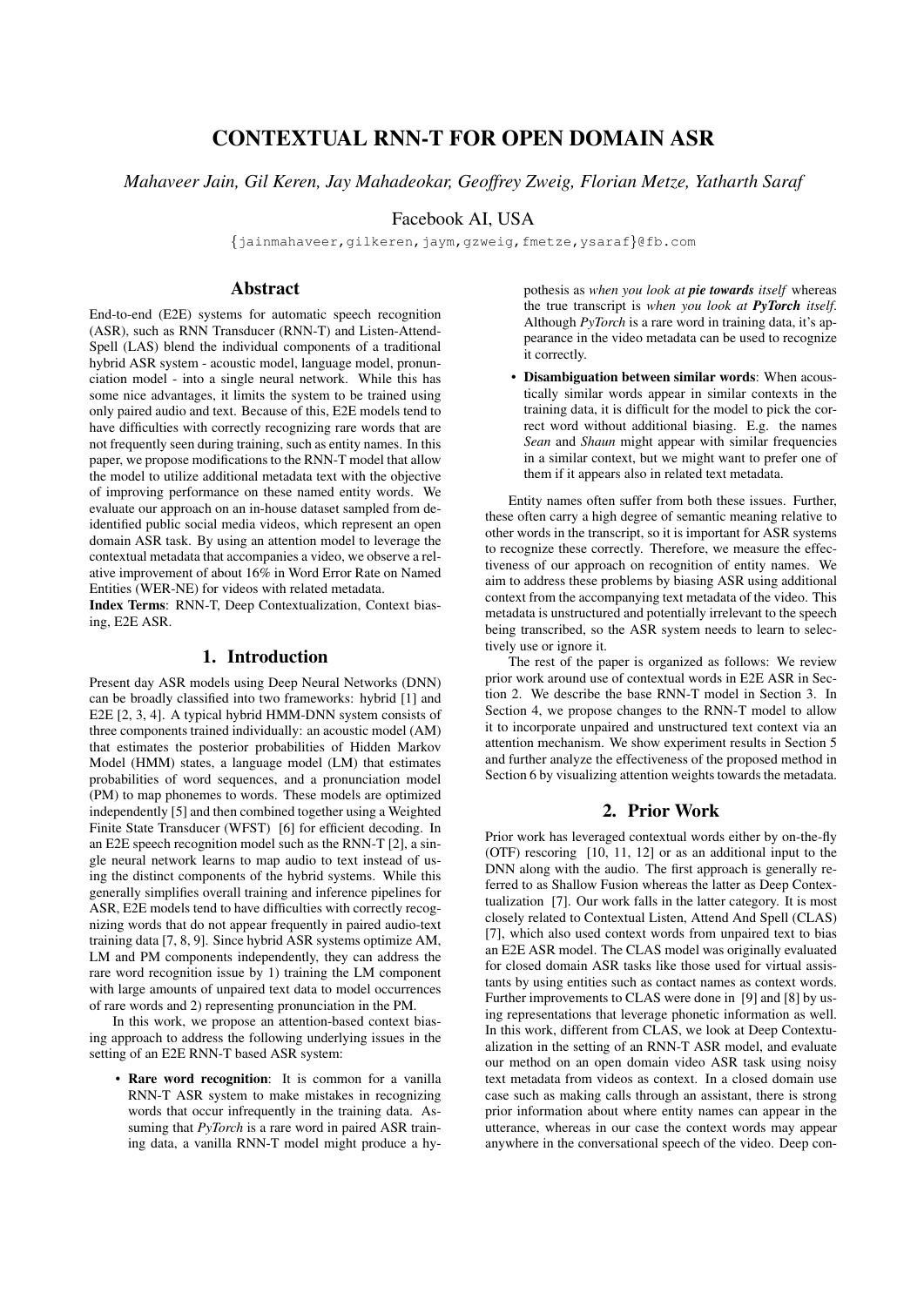# CONTEXTUAL RNN-T FOR OPEN DOMAIN ASR

*Mahaveer Jain, Gil Keren, Jay Mahadeokar, Geoffrey Zweig, Florian Metze, Yatharth Saraf*

Facebook AI, USA

{jainmahaveer,gilkeren,jaym,gzweig,fmetze,ysaraf}@fb.com

## Abstract

End-to-end (E2E) systems for automatic speech recognition (ASR), such as RNN Transducer (RNN-T) and Listen-Attend-Spell (LAS) blend the individual components of a traditional hybrid ASR system - acoustic model, language model, pronunciation model - into a single neural network. While this has some nice advantages, it limits the system to be trained using only paired audio and text. Because of this, E2E models tend to have difficulties with correctly recognizing rare words that are not frequently seen during training, such as entity names. In this paper, we propose modifications to the RNN-T model that allow the model to utilize additional metadata text with the objective of improving performance on these named entity words. We evaluate our approach on an in-house dataset sampled from de-identified public social media videos, which represent an open domain ASR task. By using an attention model to leverage the contextual metadata that accompanies a video, we observe a relative improvement of about 16% in Word Error Rate on Named Entities (WER-NE) for videos with related metadata.

**Index Terms**: RNN-T, Deep Contextualization, Context biasing, E2E ASR.

## 1. Introduction

Present day ASR models using Deep Neural Networks (DNN) can be broadly classified into two frameworks: hybrid [1] and E2E [2, 3, 4]. A typical hybrid HMM-DNN system consists of three components trained individually: an acoustic model (AM) that estimates the posterior probabilities of Hidden Markov Model (HMM) states, a language model (LM) that estimates probabilities of word sequences, and a pronunciation model (PM) to map phonemes to words. These models are optimized independently [5] and then combined together using a Weighted Finite State Transducer (WFST) [6] for efficient decoding. In an E2E speech recognition model such as the RNN-T [2], a single neural network learns to map audio to text instead of using the distinct components of the hybrid systems. While this generally simplifies overall training and inference pipelines for ASR, E2E models tend to have difficulties with correctly recognizing words that do not appear frequently in paired audio-text training data [7, 8, 9]. Since hybrid ASR systems optimize AM, LM and PM components independently, they can address the rare word recognition issue by 1) training the LM component with large amounts of unpaired text data to model occurrences of rare words and 2) representing pronunciation in the PM.

In this work, we propose an attention-based context biasing approach to address the following underlying issues in the setting of an E2E RNN-T based ASR system:

- **Rare word recognition**: It is common for a vanilla RNN-T ASR system to make mistakes in recognizing words that occur infrequently in the training data. Assuming that *PyTorch* is a rare word in paired ASR training data, a vanilla RNN-T model might produce a hypothesis as *when you look at **pie towards** itself* whereas the true transcript is *when you look at **PyTorch** itself*. Although *PyTorch* is a rare word in training data, it's appearance in the video metadata can be used to recognize it correctly.
- **Disambiguation between similar words**: When acoustically similar words appear in similar contexts in the training data, it is difficult for the model to pick the correct word without additional biasing. E.g. the names *Sean* and *Shaun* might appear with similar frequencies in a similar context, but we might want to prefer one of them if it appears also in related text metadata.

Entity names often suffer from both these issues. Further, these often carry a high degree of semantic meaning relative to other words in the transcript, so it is important for ASR systems to recognize these correctly. Therefore, we measure the effectiveness of our approach on recognition of entity names. We aim to address these problems by biasing ASR using additional context from the accompanying text metadata of the video. This metadata is unstructured and potentially irrelevant to the speech being transcribed, so the ASR system needs to learn to selectively use or ignore it.

The rest of the paper is organized as follows: We review prior work around use of contextual words in E2E ASR in Section 2. We describe the base RNN-T model in Section 3. In Section 4, we propose changes to the RNN-T model to allow it to incorporate unpaired and unstructured text context via an attention mechanism. We show experiment results in Section 5 and further analyze the effectiveness of the proposed method in Section 6 by visualizing attention weights towards the metadata.

## 2. Prior Work

Prior work has leveraged contextual words either by on-the-fly (OTF) rescoring [10, 11, 12] or as an additional input to the DNN along with the audio. The first approach is generally referred to as Shallow Fusion whereas the latter as Deep Contextualization [7]. Our work falls in the latter category. It is most closely related to Contextual Listen, Attend And Spell (CLAS) [7], which also used context words from unpaired text to bias an E2E ASR model. The CLAS model was originally evaluated for closed domain ASR tasks like those used for virtual assistants by using entities such as contact names as context words. Further improvements to CLAS were done in [9] and [8] by using representations that leverage phonetic information as well. In this work, different from CLAS, we look at Deep Contextualization in the setting of an RNN-T ASR model, and evaluate our method on an open domain video ASR task using noisy text metadata from videos as context. In a closed domain use case such as making calls through an assistant, there is strong prior information about where entity names can appear in the utterance, whereas in our case the context words may appear anywhere in the conversational speech of the video. Deep con-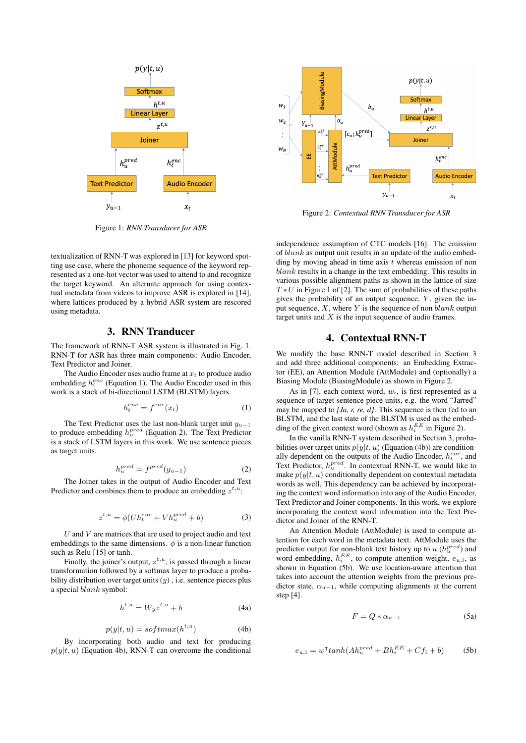Figure 1: *RNN Transducer for ASR*

Figure 2: *Contextual RNN Transducer for ASR*

textualization of RNN-T was explored in [13] for keyword spotting use case, where the phoneme sequence of the keyword represented as a one-hot vector was used to attend to and recognize the target keyword. An alternate approach for using contextual metadata from videos to improve ASR is explored in [14], where lattices produced by a hybrid ASR system are rescored using metadata.

## 3. RNN Tranducer

The framework of RNN-T ASR system is illustrated in Fig. 1. RNN-T for ASR has three main components: Audio Encoder, Text Predictor and Joiner.

The Audio Encoder uses audio frame at $x_t$ to produce audio embedding $h_t^{enc}$ (Equation 1). The Audio Encoder used in this work is a stack of bi-directional LSTM (BLSTM) layers.

$$h_t^{enc} = f^{enc}(x_t) \tag{1}$$

The Text Predictor uses the last non-blank target unit $y_{u-1}$ to produce embedding $h_u^{pred}$ (Equation 2). The Text Predictor is a stack of LSTM layers in this work. We use sentence pieces as target units.

$$h_u^{pred} = f^{pred}(y_{u-1}) \tag{2}$$

The Joiner takes in the output of Audio Encoder and Text Predictor and combines them to produce an embedding $z^{t,u}$:

$$z^{t,u} = \phi(Uh_t^{enc} + Vh_u^{pred} + b) \tag{3}$$

$U$ and $V$ are matrices that are used to project audio and text embeddings to the same dimensions. $\phi$ is a non-linear function such as Relu [15] or tanh.

Finally, the joiner's output, $z^{t,u}$, is passed through a linear transformation followed by a softmax layer to produce a probability distribution over target units ($y$) , i.e. sentence pieces plus a special *blank* symbol:

$$h^{t,u} = W_y z^{t,u} + b \tag{4a}$$

$$p(y|t,u) = softmax(h^{t,u}) \tag{4b}$$

By incorporating both audio and text for producing $p(y|t,u)$ (Equation 4b), RNN-T can overcome the conditional independence assumption of CTC models [16]. The emission of *blank* as output unit results in an update of the audio embedding by moving ahead in time axis $t$ whereas emission of non *blank* results in a change in the text embedding. This results in various possible alignment paths as shown in the lattice of size $T * U$ in Figure 1 of [2]. The sum of probabilities of these paths gives the probability of an output sequence, $Y$, given the input sequence, $X$, where $Y$ is the sequence of non *blank* output target units and $X$ is the input sequence of audio frames.

## 4. Contextual RNN-T

We modify the base RNN-T model described in Section 3 and add three additional components: an Embedding Extractor (EE), an Attention Module (AttModule) and (optionally) a Biasing Module (BiasingModule) as shown in Figure 2.

As in [7], each context word, $w_i$, is first represented as a sequence of target sentence piece units, e.g. the word "Jarred" may be mapped to *[Ja, r, re, d]*. This sequence is then fed to an BLSTM, and the last state of the BLSTM is used as the embedding of the given context word (shown as $h_i^{EE}$ in Figure 2).

In the vanilla RNN-T system described in Section 3, probabilities over target units $p(y|t,u)$ (Equation (4b)) are conditionally dependent on the outputs of the Audio Encoder, $h_t^{enc}$, and Text Predictor, $h_u^{pred}$. In contextual RNN-T, we would like to make $p(y|t,u)$ conditionally dependent on contextual metadata words as well. This dependency can be achieved by incorporating the context word information into any of the Audio Encoder, Text Predictor and Joiner components. In this work, we explore incorporating the context word information into the Text Predictor and Joiner of the RNN-T.

An Attention Module (AttModule) is used to compute attention for each word in the metadata text. AttModule uses the predictor output for non-blank text history up to $u$ ($h_u^{pred}$) and word embedding, $h_i^{EE}$, to compute attention weight, $e_{u,i}$, as shown in Equation (5b). We use location-aware attention that takes into account the attention weights from the previous predictor state, $\alpha_{u-1}$, while computing alignments at the current step [4].

$$F = Q * \alpha_{u-1} \tag{5a}$$

$$e_{u,i} = w^\intercal tanh(Ah_u^{pred} + Bh_i^{EE} + Cf_i + b) \tag{5b}$$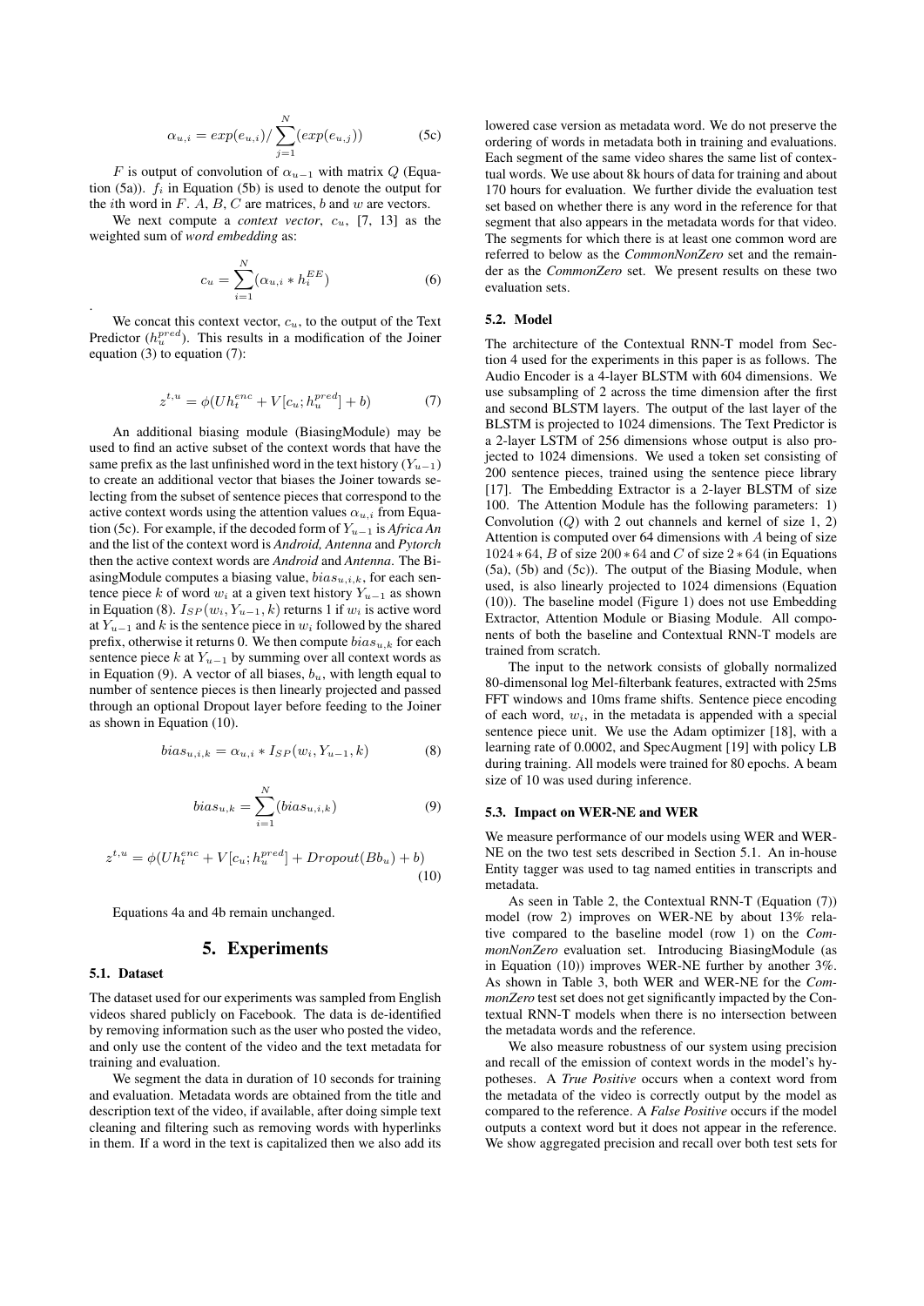$$\alpha_{u,i} = exp(e_{u,i}) / \sum_{j=1}^{N}(exp(e_{u,j})) \tag{5c}$$

$F$ is output of convolution of $\alpha_{u-1}$ with matrix $Q$ (Equation (5a)). $f_i$ in Equation (5b) is used to denote the output for the $i$th word in $F$. $A$, $B$, $C$ are matrices, $b$ and $w$ are vectors.

We next compute a *context vector*, $c_u$, [7, 13] as the weighted sum of *word embedding* as:

$$c_u = \sum_{i=1}^{N}(\alpha_{u,i} * h_i^{EE}) \tag{6}$$

.

We concat this context vector, $c_u$, to the output of the Text Predictor ($h_u^{pred}$). This results in a modification of the Joiner equation (3) to equation (7):

$$z^{t,u} = \phi(Uh_t^{enc} + V[c_u; h_u^{pred}] + b) \tag{7}$$

An additional biasing module (BiasingModule) may be used to find an active subset of the context words that have the same prefix as the last unfinished word in the text history ($Y_{u-1}$) to create an additional vector that biases the Joiner towards selecting from the subset of sentence pieces that correspond to the active context words using the attention values $\alpha_{u,i}$ from Equation (5c). For example, if the decoded form of $Y_{u-1}$ is *Africa An* and the list of the context word is *Android, Antenna* and *Pytorch* then the active context words are *Android* and *Antenna*. The BiasingModule computes a biasing value, $bias_{u,i,k}$, for each sentence piece $k$ of word $w_i$ at a given text history $Y_{u-1}$ as shown in Equation (8). $I_{SP}(w_i, Y_{u-1}, k)$ returns 1 if $w_i$ is active word at $Y_{u-1}$ and $k$ is the sentence piece in $w_i$ followed by the shared prefix, otherwise it returns 0. We then compute $bias_{u,k}$ for each sentence piece $k$ at $Y_{u-1}$ by summing over all context words as in Equation (9). A vector of all biases, $b_u$, with length equal to number of sentence pieces is then linearly projected and passed through an optional Dropout layer before feeding to the Joiner as shown in Equation (10).

$$bias_{u,i,k} = \alpha_{u,i} * I_{SP}(w_i, Y_{u-1}, k) \tag{8}$$

$$bias_{u,k} = \sum_{i=1}^{N}(bias_{u,i,k}) \tag{9}$$

$$z^{t,u} = \phi(Uh_t^{enc} + V[c_u; h_u^{pred}] + Dropout(Bb_u) + b) \tag{10}$$

Equations 4a and 4b remain unchanged.

# 5. Experiments

## 5.1. Dataset

The dataset used for our experiments was sampled from English videos shared publicly on Facebook. The data is de-identified by removing information such as the user who posted the video, and only use the content of the video and the text metadata for training and evaluation.

We segment the data in duration of 10 seconds for training and evaluation. Metadata words are obtained from the title and description text of the video, if available, after doing simple text cleaning and filtering such as removing words with hyperlinks in them. If a word in the text is capitalized then we also add its lowered case version as metadata word. We do not preserve the ordering of words in metadata both in training and evaluations. Each segment of the same video shares the same list of contextual words. We use about 8k hours of data for training and about 170 hours for evaluation. We further divide the evaluation test set based on whether there is any word in the reference for that segment that also appears in the metadata words for that video. The segments for which there is at least one common word are referred to below as the *CommonNonZero* set and the remainder as the *CommonZero* set. We present results on these two evaluation sets.

## 5.2. Model

The architecture of the Contextual RNN-T model from Section 4 used for the experiments in this paper is as follows. The Audio Encoder is a 4-layer BLSTM with 604 dimensions. We use subsampling of 2 across the time dimension after the first and second BLSTM layers. The output of the last layer of the BLSTM is projected to 1024 dimensions. The Text Predictor is a 2-layer LSTM of 256 dimensions whose output is also projected to 1024 dimensions. We used a token set consisting of 200 sentence pieces, trained using the sentence piece library [17]. The Embedding Extractor is a 2-layer BLSTM of size 100. The Attention Module has the following parameters: 1) Convolution ($Q$) with 2 out channels and kernel of size 1, 2) Attention is computed over 64 dimensions with $A$ being of size $1024 * 64$, $B$ of size $200 * 64$ and $C$ of size $2 * 64$ (in Equations (5a), (5b) and (5c)). The output of the Biasing Module, when used, is also linearly projected to 1024 dimensions (Equation (10)). The baseline model (Figure 1) does not use Embedding Extractor, Attention Module or Biasing Module. All components of both the baseline and Contextual RNN-T models are trained from scratch.

The input to the network consists of globally normalized 80-dimensonal log Mel-filterbank features, extracted with 25ms FFT windows and 10ms frame shifts. Sentence piece encoding of each word, $w_i$, in the metadata is appended with a special sentence piece unit. We use the Adam optimizer [18], with a learning rate of 0.0002, and SpecAugment [19] with policy LB during training. All models were trained for 80 epochs. A beam size of 10 was used during inference.

## 5.3. Impact on WER-NE and WER

We measure performance of our models using WER and WER-NE on the two test sets described in Section 5.1. An in-house Entity tagger was used to tag named entities in transcripts and metadata.

As seen in Table 2, the Contextual RNN-T (Equation (7)) model (row 2) improves on WER-NE by about 13% relative compared to the baseline model (row 1) on the *CommonNonZero* evaluation set. Introducing BiasingModule (as in Equation (10)) improves WER-NE further by another 3%. As shown in Table 3, both WER and WER-NE for the *CommonZero* test set does not get significantly impacted by the Contextual RNN-T models when there is no intersection between the metadata words and the reference.

We also measure robustness of our system using precision and recall of the emission of context words in the model's hypotheses. A *True Positive* occurs when a context word from the metadata of the video is correctly output by the model as compared to the reference. A *False Positive* occurs if the model outputs a context word but it does not appear in the reference. We show aggregated precision and recall over both test sets for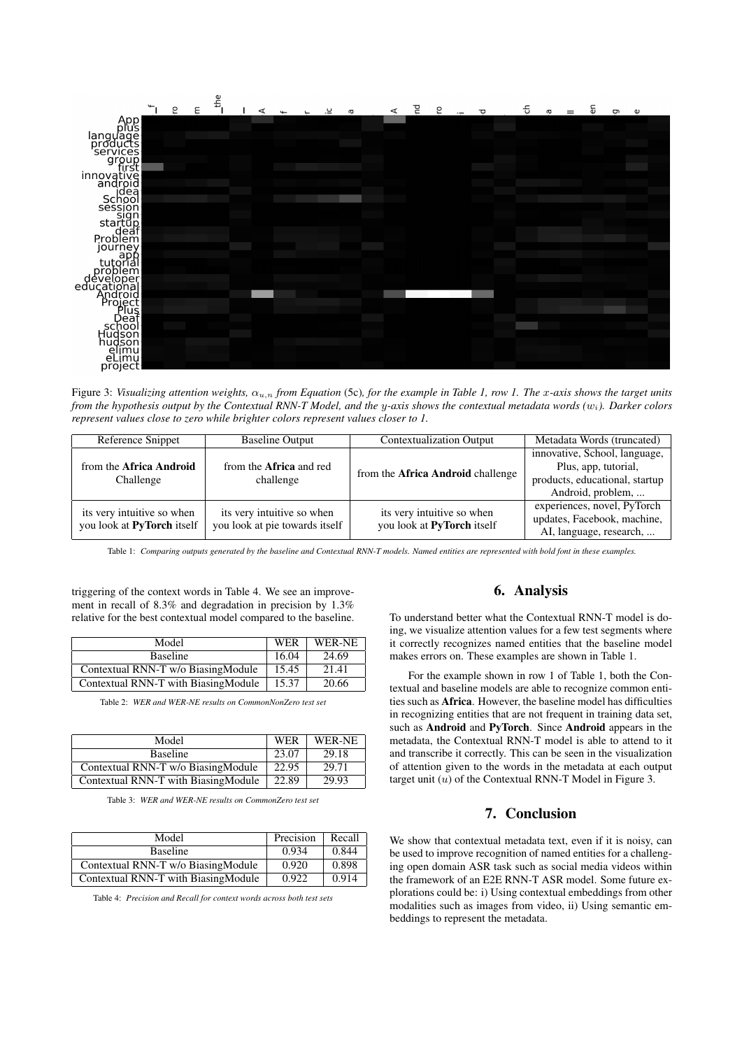Figure 3: *Visualizing attention weights, $\alpha_{u,n}$ from Equation* (5c)*, for the example in Table 1, row 1. The $x$-axis shows the target units from the hypothesis output by the Contextual RNN-T Model, and the $y$-axis shows the contextual metadata words ($w_i$). Darker colors represent values close to zero while brighter colors represent values closer to 1.*

| Reference Snippet | Baseline Output | Contextualization Output | Metadata Words (truncated) |
|---|---|---|---|
| from the **Africa Android** Challenge | from the **Africa** and red challenge | from the **Africa Android** challenge | innovative, School, language, Plus, app, tutorial, products, educational, startup Android, problem, ... |
| its very intuitive so when you look at **PyTorch** itself | its very intuitive so when you look at pie towards itself | its very intuitive so when you look at **PyTorch** itself | experiences, novel, PyTorch updates, Facebook, machine, AI, language, research, ... |

Table 1: *Comparing outputs generated by the baseline and Contextual RNN-T models. Named entities are represented with bold font in these examples.*

triggering of the context words in Table 4. We see an improvement in recall of 8.3% and degradation in precision by 1.3% relative for the best contextual model compared to the baseline.

| Model | WER | WER-NE |
|---|---|---|
| Baseline | 16.04 | 24.69 |
| Contextual RNN-T w/o BiasingModule | 15.45 | 21.41 |
| Contextual RNN-T with BiasingModule | 15.37 | 20.66 |

Table 2: *WER and WER-NE results on CommonNonZero test set*

| Model | WER | WER-NE |
|---|---|---|
| Baseline | 23.07 | 29.18 |
| Contextual RNN-T w/o BiasingModule | 22.95 | 29.71 |
| Contextual RNN-T with BiasingModule | 22.89 | 29.93 |

Table 3: *WER and WER-NE results on CommonZero test set*

| Model | Precision | Recall |
|---|---|---|
| Baseline | 0.934 | 0.844 |
| Contextual RNN-T w/o BiasingModule | 0.920 | 0.898 |
| Contextual RNN-T with BiasingModule | 0.922 | 0.914 |

Table 4: *Precision and Recall for context words across both test sets*

## 6. Analysis

To understand better what the Contextual RNN-T model is doing, we visualize attention values for a few test segments where it correctly recognizes named entities that the baseline model makes errors on. These examples are shown in Table 1.

For the example shown in row 1 of Table 1, both the Contextual and baseline models are able to recognize common entities such as **Africa**. However, the baseline model has difficulties in recognizing entities that are not frequent in training data set, such as **Android** and **PyTorch**. Since **Android** appears in the metadata, the Contextual RNN-T model is able to attend to it and transcribe it correctly. This can be seen in the visualization of attention given to the words in the metadata at each output target unit ($u$) of the Contextual RNN-T Model in Figure 3.

## 7. Conclusion

We show that contextual metadata text, even if it is noisy, can be used to improve recognition of named entities for a challenging open domain ASR task such as social media videos within the framework of an E2E RNN-T ASR model. Some future explorations could be: i) Using contextual embeddings from other modalities such as images from video, ii) Using semantic embeddings to represent the metadata.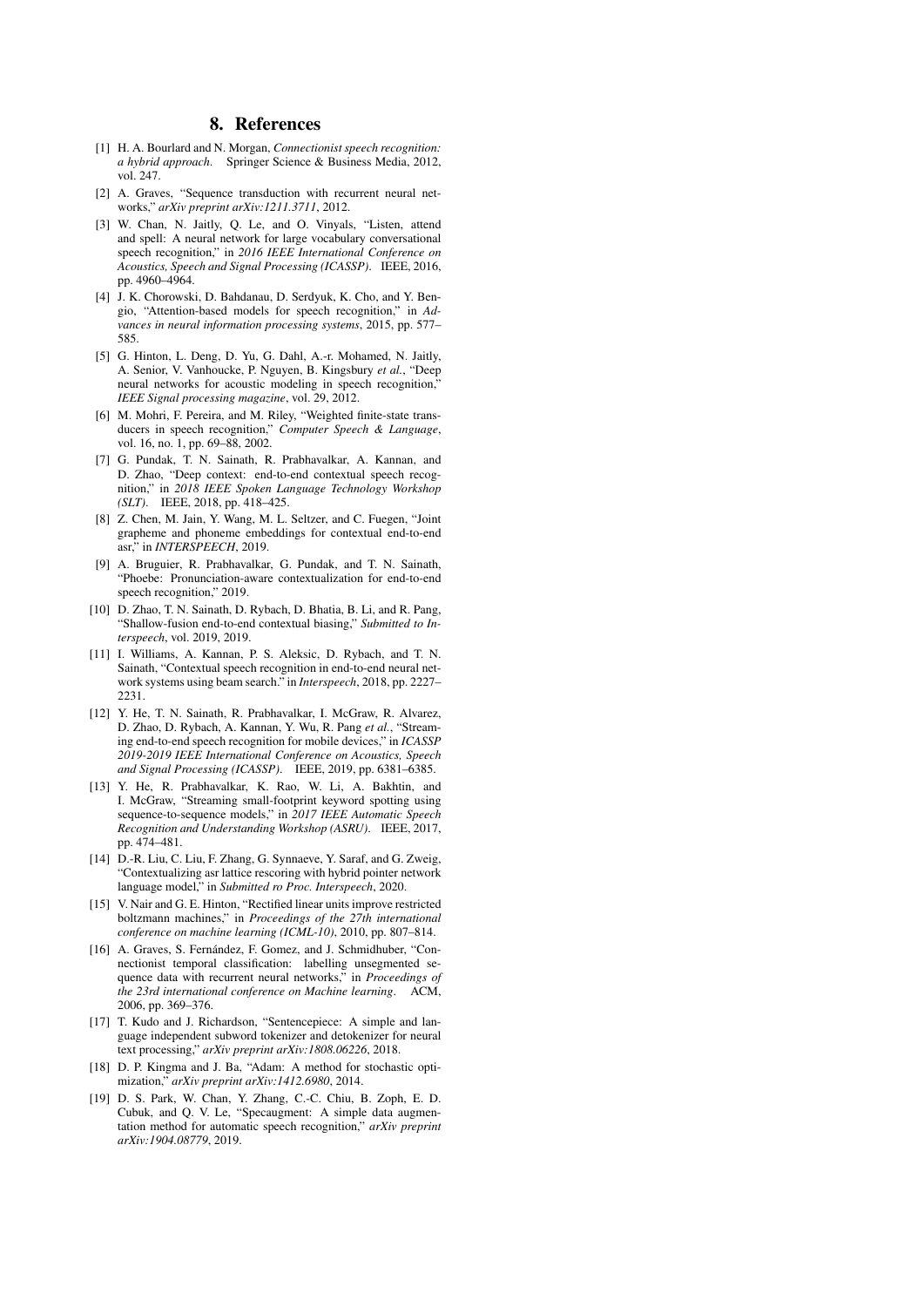## 8. References

[1] H. A. Bourlard and N. Morgan, *Connectionist speech recognition: a hybrid approach*. Springer Science & Business Media, 2012, vol. 247.

[2] A. Graves, "Sequence transduction with recurrent neural networks," *arXiv preprint arXiv:1211.3711*, 2012.

[3] W. Chan, N. Jaitly, Q. Le, and O. Vinyals, "Listen, attend and spell: A neural network for large vocabulary conversational speech recognition," in *2016 IEEE International Conference on Acoustics, Speech and Signal Processing (ICASSP)*. IEEE, 2016, pp. 4960–4964.

[4] J. K. Chorowski, D. Bahdanau, D. Serdyuk, K. Cho, and Y. Bengio, "Attention-based models for speech recognition," in *Advances in neural information processing systems*, 2015, pp. 577–585.

[5] G. Hinton, L. Deng, D. Yu, G. Dahl, A.-r. Mohamed, N. Jaitly, A. Senior, V. Vanhoucke, P. Nguyen, B. Kingsbury *et al.*, "Deep neural networks for acoustic modeling in speech recognition," *IEEE Signal processing magazine*, vol. 29, 2012.

[6] M. Mohri, F. Pereira, and M. Riley, "Weighted finite-state transducers in speech recognition," *Computer Speech & Language*, vol. 16, no. 1, pp. 69–88, 2002.

[7] G. Pundak, T. N. Sainath, R. Prabhavalkar, A. Kannan, and D. Zhao, "Deep context: end-to-end contextual speech recognition," in *2018 IEEE Spoken Language Technology Workshop (SLT)*. IEEE, 2018, pp. 418–425.

[8] Z. Chen, M. Jain, Y. Wang, M. L. Seltzer, and C. Fuegen, "Joint grapheme and phoneme embeddings for contextual end-to-end asr," in *INTERSPEECH*, 2019.

[9] A. Bruguier, R. Prabhavalkar, G. Pundak, and T. N. Sainath, "Phoebe: Pronunciation-aware contextualization for end-to-end speech recognition," 2019.

[10] D. Zhao, T. N. Sainath, D. Rybach, D. Bhatia, B. Li, and R. Pang, "Shallow-fusion end-to-end contextual biasing," *Submitted to Interspeech*, vol. 2019, 2019.

[11] I. Williams, A. Kannan, P. S. Aleksic, D. Rybach, and T. N. Sainath, "Contextual speech recognition in end-to-end neural network systems using beam search." in *Interspeech*, 2018, pp. 2227–2231.

[12] Y. He, T. N. Sainath, R. Prabhavalkar, I. McGraw, R. Alvarez, D. Zhao, D. Rybach, A. Kannan, Y. Wu, R. Pang *et al.*, "Streaming end-to-end speech recognition for mobile devices," in *ICASSP 2019-2019 IEEE International Conference on Acoustics, Speech and Signal Processing (ICASSP)*. IEEE, 2019, pp. 6381–6385.

[13] Y. He, R. Prabhavalkar, K. Rao, W. Li, A. Bakhtin, and I. McGraw, "Streaming small-footprint keyword spotting using sequence-to-sequence models," in *2017 IEEE Automatic Speech Recognition and Understanding Workshop (ASRU)*. IEEE, 2017, pp. 474–481.

[14] D.-R. Liu, C. Liu, F. Zhang, G. Synnaeve, Y. Saraf, and G. Zweig, "Contextualizing asr lattice rescoring with hybrid pointer network language model," in *Submitted ro Proc. Interspeech*, 2020.

[15] V. Nair and G. E. Hinton, "Rectified linear units improve restricted boltzmann machines," in *Proceedings of the 27th international conference on machine learning (ICML-10)*, 2010, pp. 807–814.

[16] A. Graves, S. Fernández, F. Gomez, and J. Schmidhuber, "Connectionist temporal classification: labelling unsegmented sequence data with recurrent neural networks," in *Proceedings of the 23rd international conference on Machine learning*. ACM, 2006, pp. 369–376.

[17] T. Kudo and J. Richardson, "Sentencepiece: A simple and language independent subword tokenizer and detokenizer for neural text processing," *arXiv preprint arXiv:1808.06226*, 2018.

[18] D. P. Kingma and J. Ba, "Adam: A method for stochastic optimization," *arXiv preprint arXiv:1412.6980*, 2014.

[19] D. S. Park, W. Chan, Y. Zhang, C.-C. Chiu, B. Zoph, E. D. Cubuk, and Q. V. Le, "Specaugment: A simple data augmentation method for automatic speech recognition," *arXiv preprint arXiv:1904.08779*, 2019.